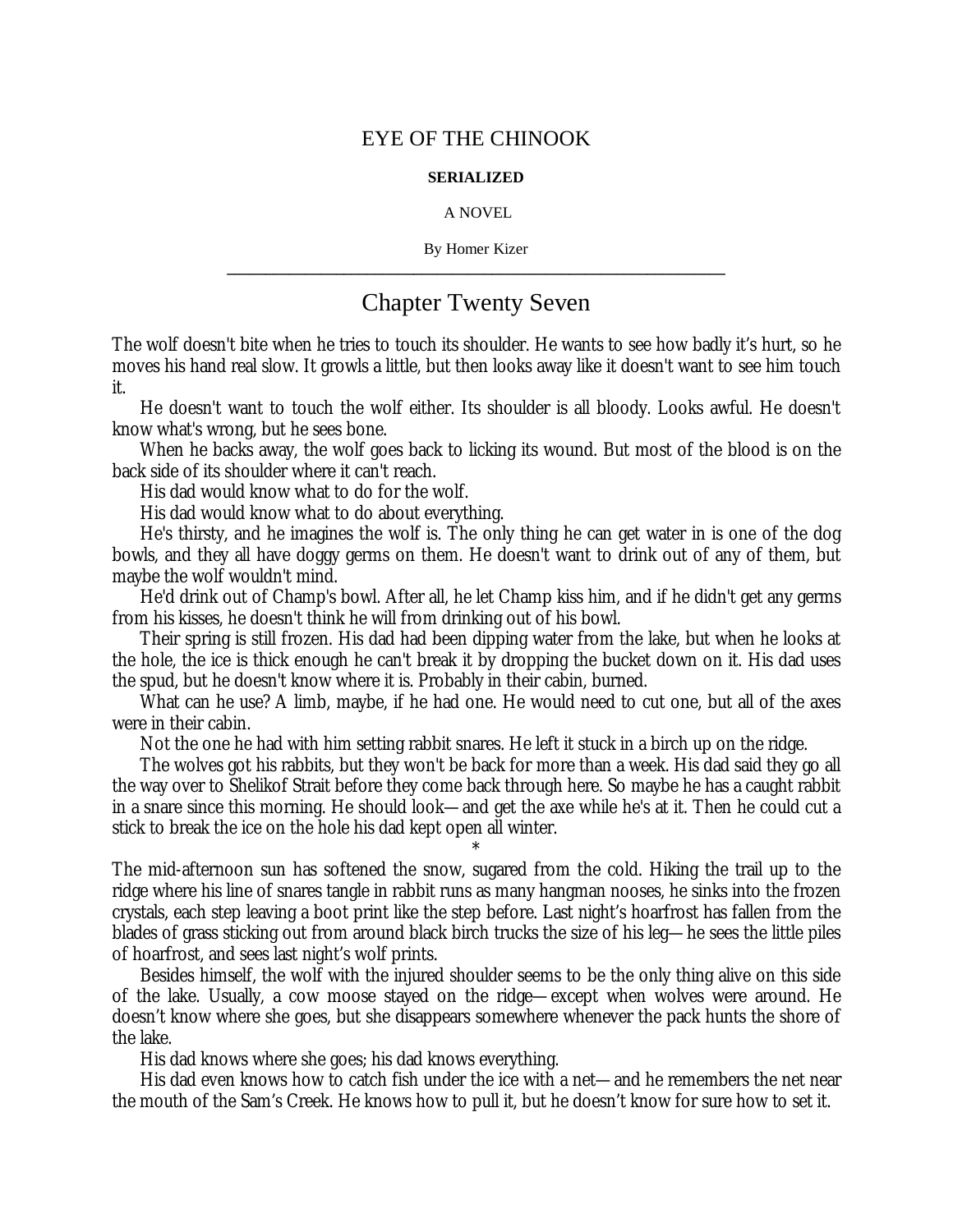# EYE OF THE CHINOOK

**SERIALIZED**

A NOVEL

By Homer Kizer

---

## Chapter Twenty Seven

The wolf doesn't bite when he tries to touch its shoulder. He wants to see how badly it's hurt, so he moves his hand real slow. It growls a little, but then looks away like it doesn't want to see him touch it.

He doesn't want to touch the wolf either. Its shoulder is all bloody. Looks awful. He doesn't know what's wrong, but he sees bone.

When he backs away, the wolf goes back to licking its wound. But most of the blood is on the back side of its shoulder where it can't reach.

His dad would know what to do for the wolf.

His dad would know what to do about everything.

He's thirsty, and he imagines the wolf is. The only thing he can get water in is one of the dog bowls, and they all have doggy germs on them. He doesn't want to drink out of any of them, but maybe the wolf wouldn't mind.

He'd drink out of Champ's bowl. After all, he let Champ kiss him, and if he didn't get any germs from his kisses, he doesn't think he will from drinking out of his bowl.

Their spring is still frozen. His dad had been dipping water from the lake, but when he looks at the hole, the ice is thick enough he can't break it by dropping the bucket down on it. His dad uses the spud, but he doesn't know where it is. Probably in their cabin, burned.

What can he use? A limb, maybe, if he had one. He would need to cut one, but all of the axes were in their cabin.

Not the one he had with him setting rabbit snares. He left it stuck in a birch up on the ridge.

The wolves got his rabbits, but they won't be back for more than a week. His dad said they go all the way over to Shelikof Strait before they come back through here. So maybe he has a caught rabbit in a snare since this morning. He should look—and get the axe while he's at it. Then he could cut a stick to break the ice on the hole his dad kept open all winter.

*

The mid-afternoon sun has softened the snow, sugared from the cold. Hiking the trail up to the ridge where his line of snares tangle in rabbit runs as many hangman nooses, he sinks into the frozen crystals, each step leaving a boot print like the step before. Last night's hoarfrost has fallen from the blades of grass sticking out from around black birch trucks the size of his leg—he sees the little piles of hoarfrost, and sees last night's wolf prints.

Besides himself, the wolf with the injured shoulder seems to be the only thing alive on this side of the lake. Usually, a cow moose stayed on the ridge—except when wolves were around. He doesn't know where she goes, but she disappears somewhere whenever the pack hunts the shore of the lake.

His dad knows where she goes; his dad knows everything.

His dad even knows how to catch fish under the ice with a net—and he remembers the net near the mouth of the Sam's Creek. He knows how to pull it, but he doesn't know for sure how to set it.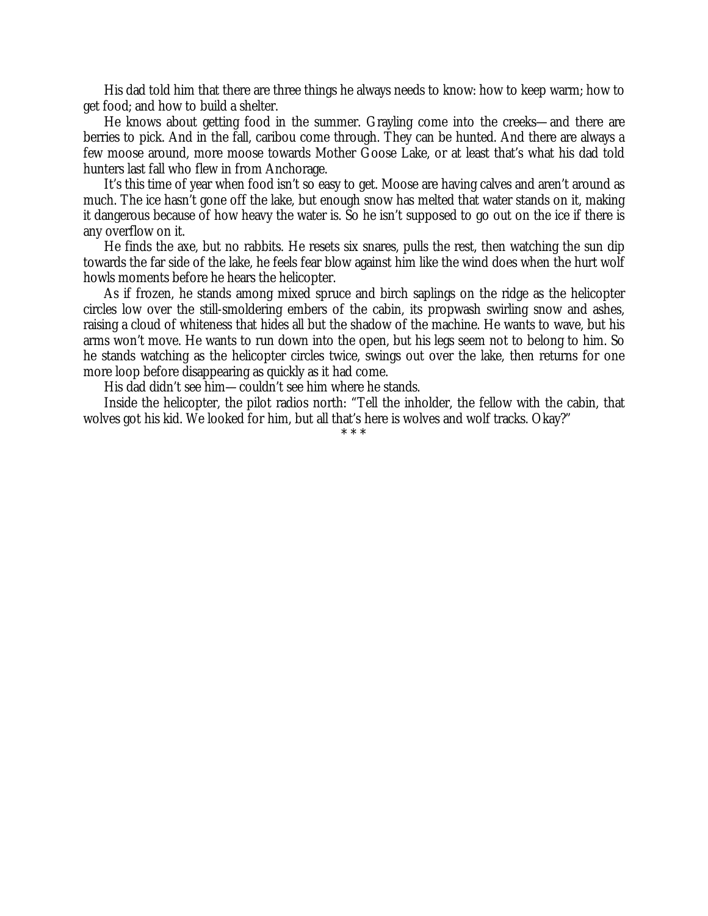His dad told him that there are three things he always needs to know: how to keep warm; how to get food; and how to build a shelter.

He knows about getting food in the summer. Grayling come into the creeks—and there are berries to pick. And in the fall, caribou come through. They can be hunted. And there are always a few moose around, more moose towards Mother Goose Lake, or at least that's what his dad told hunters last fall who flew in from Anchorage.

It's this time of year when food isn't so easy to get. Moose are having calves and aren't around as much. The ice hasn't gone off the lake, but enough snow has melted that water stands on it, making it dangerous because of how heavy the water is. So he isn't supposed to go out on the ice if there is any overflow on it.

He finds the axe, but no rabbits. He resets six snares, pulls the rest, then watching the sun dip towards the far side of the lake, he feels fear blow against him like the wind does when the hurt wolf howls moments before he hears the helicopter.

As if frozen, he stands among mixed spruce and birch saplings on the ridge as the helicopter circles low over the still-smoldering embers of the cabin, its propwash swirling snow and ashes, raising a cloud of whiteness that hides all but the shadow of the machine. He wants to wave, but his arms won't move. He wants to run down into the open, but his legs seem not to belong to him. So he stands watching as the helicopter circles twice, swings out over the lake, then returns for one more loop before disappearing as quickly as it had come.

His dad didn't see him—couldn't see him where he stands.

Inside the helicopter, the pilot radios north: "Tell the inholder, the fellow with the cabin, that wolves got his kid. We looked for him, but all that's here is wolves and wolf tracks. Okay?"

* * *